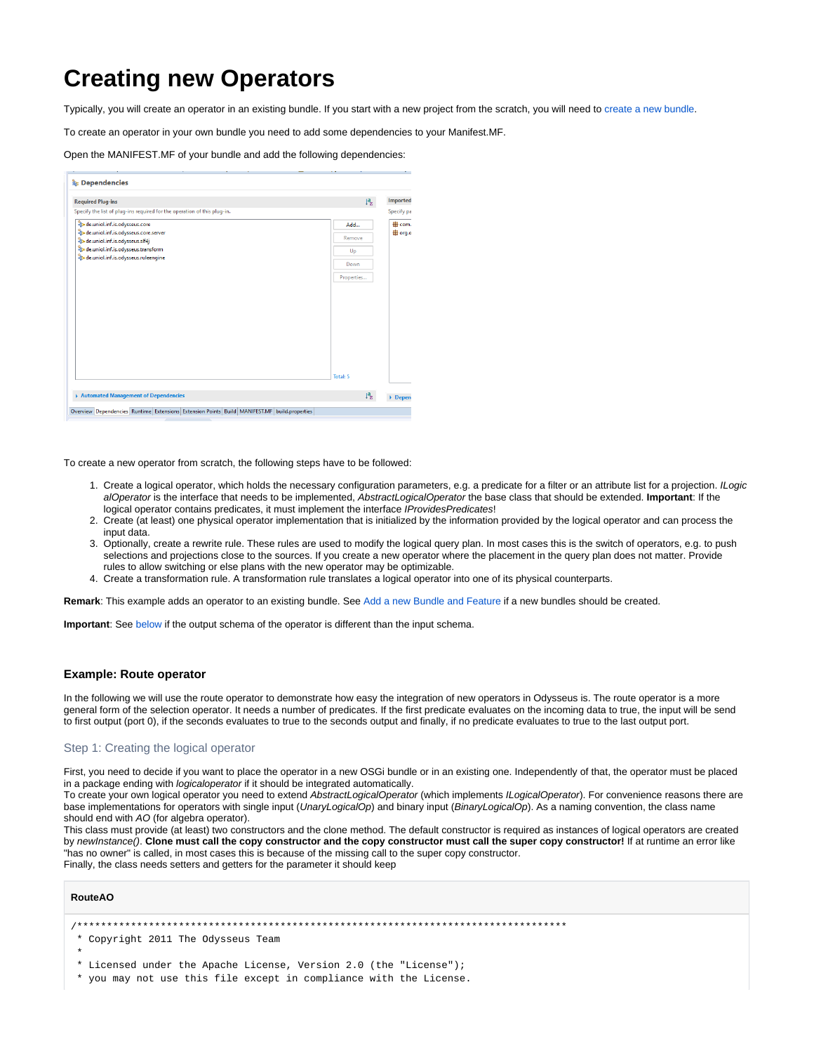# Creating new Operators

Typically, you will create an operator in an existing bundle. If you start with a new project from the scratch, you will need to create a new bundle.

To create an operator in your own bundle you need to add some dependencies to your Manifest.MF.

Open the MANIFEST.MF of your bundle and add the following dependencies:

To create a new operator from scratch, the following steps have to be followed:

1. Create a logical operator, which holds the necessary configuration parameters, e.g. a predicate for a filter or an attribute list for a projection. *ILogicalOperator* is the interface that needs to be implemented, *AbstractLogicalOperator* the base class that should be extended. **Important**: If the logical operator contains predicates, it must implement the interface *IProvidesPredicates*!
2. Create (at least) one physical operator implementation that is initialized by the information provided by the logical operator and can process the input data.
3. Optionally, create a rewrite rule. These rules are used to modify the logical query plan. In most cases this is the switch of operators, e.g. to push selections and projections close to the sources. If you create a new operator where the placement in the query plan does not matter. Provide rules to allow switching or else plans with the new operator may be optimizable.
4. Create a transformation rule. A transformation rule translates a logical operator into one of its physical counterparts.

**Remark**: This example adds an operator to an existing bundle. See Add a new Bundle and Feature if a new bundles should be created.

**Important**: See below if the output schema of the operator is different than the input schema.

### Example: Route operator

In the following we will use the route operator to demonstrate how easy the integration of new operators in Odysseus is. The route operator is a more general form of the selection operator. It needs a number of predicates. If the first predicate evaluates on the incoming data to true, the input will be send to first output (port 0), if the seconds evaluates to true the seconds output and finally, if no predicate evaluates to true to the last output port.

#### Step 1: Creating the logical operator

First, you need to decide if you want to place the operator in a new OSGi bundle or in an existing one. Independently of that, the operator must be placed in a package ending with *logicaloperator* if it should be integrated automatically.
To create your own logical operator you need to extend *AbstractLogicalOperator* (which implements *ILogicalOperator*). For convenience reasons there are base implementations for operators with single input (*UnaryLogicalOp*) and binary input (*BinaryLogicalOp*). As a naming convention, the class name should end with *AO* (for algebra operator).
This class must provide (at least) two constructors and the clone method. The default constructor is required as instances of logical operators are created by *newInstance()*. **Clone must call the copy constructor and the copy constructor must call the super copy constructor!** If at runtime an error like "has no owner" is called, in most cases this is because of the missing call to the super copy constructor.
Finally, the class needs setters and getters for the parameter it should keep

**RouteAO**

```
/********************************************************************************
 * Copyright 2011 The Odysseus Team
 *
 * Licensed under the Apache License, Version 2.0 (the "License");
 * you may not use this file except in compliance with the License.
```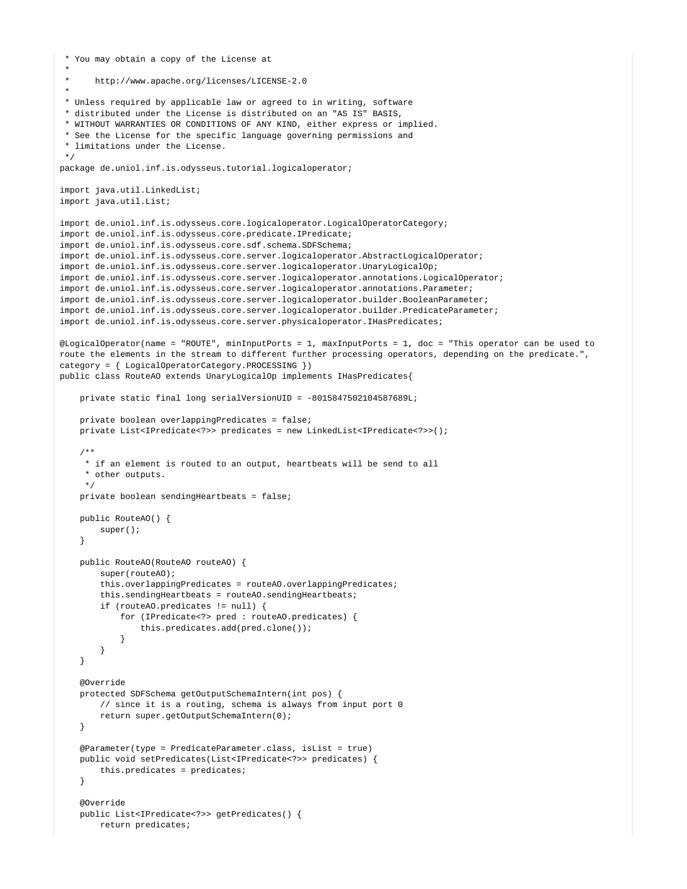```
 * You may obtain a copy of the License at
 *
 *     http://www.apache.org/licenses/LICENSE-2.0
 *
 * Unless required by applicable law or agreed to in writing, software
 * distributed under the License is distributed on an "AS IS" BASIS,
 * WITHOUT WARRANTIES OR CONDITIONS OF ANY KIND, either express or implied.
 * See the License for the specific language governing permissions and
 * limitations under the License.
 */
package de.uniol.inf.is.odysseus.tutorial.logicaloperator;

import java.util.LinkedList;
import java.util.List;

import de.uniol.inf.is.odysseus.core.logicaloperator.LogicalOperatorCategory;
import de.uniol.inf.is.odysseus.core.predicate.IPredicate;
import de.uniol.inf.is.odysseus.core.sdf.schema.SDFSchema;
import de.uniol.inf.is.odysseus.core.server.logicaloperator.AbstractLogicalOperator;
import de.uniol.inf.is.odysseus.core.server.logicaloperator.UnaryLogicalOp;
import de.uniol.inf.is.odysseus.core.server.logicaloperator.annotations.LogicalOperator;
import de.uniol.inf.is.odysseus.core.server.logicaloperator.annotations.Parameter;
import de.uniol.inf.is.odysseus.core.server.logicaloperator.builder.BooleanParameter;
import de.uniol.inf.is.odysseus.core.server.logicaloperator.builder.PredicateParameter;
import de.uniol.inf.is.odysseus.core.server.physicaloperator.IHasPredicates;

@LogicalOperator(name = "ROUTE", minInputPorts = 1, maxInputPorts = 1, doc = "This operator can be used to
route the elements in the stream to different further processing operators, depending on the predicate.",
category = { LogicalOperatorCategory.PROCESSING })
public class RouteAO extends UnaryLogicalOp implements IHasPredicates{

    private static final long serialVersionUID = -8015847502104587689L;

    private boolean overlappingPredicates = false;
    private List<IPredicate<?>> predicates = new LinkedList<IPredicate<?>>();

    /**
     * if an element is routed to an output, heartbeats will be send to all
     * other outputs.
     */
    private boolean sendingHeartbeats = false;

    public RouteAO() {
        super();
    }

    public RouteAO(RouteAO routeAO) {
        super(routeAO);
        this.overlappingPredicates = routeAO.overlappingPredicates;
        this.sendingHeartbeats = routeAO.sendingHeartbeats;
        if (routeAO.predicates != null) {
            for (IPredicate<?> pred : routeAO.predicates) {
                this.predicates.add(pred.clone());
            }
        }
    }

    @Override
    protected SDFSchema getOutputSchemaIntern(int pos) {
        // since it is a routing, schema is always from input port 0
        return super.getOutputSchemaIntern(0);
    }

    @Parameter(type = PredicateParameter.class, isList = true)
    public void setPredicates(List<IPredicate<?>> predicates) {
        this.predicates = predicates;
    }

    @Override
    public List<IPredicate<?>> getPredicates() {
        return predicates;
```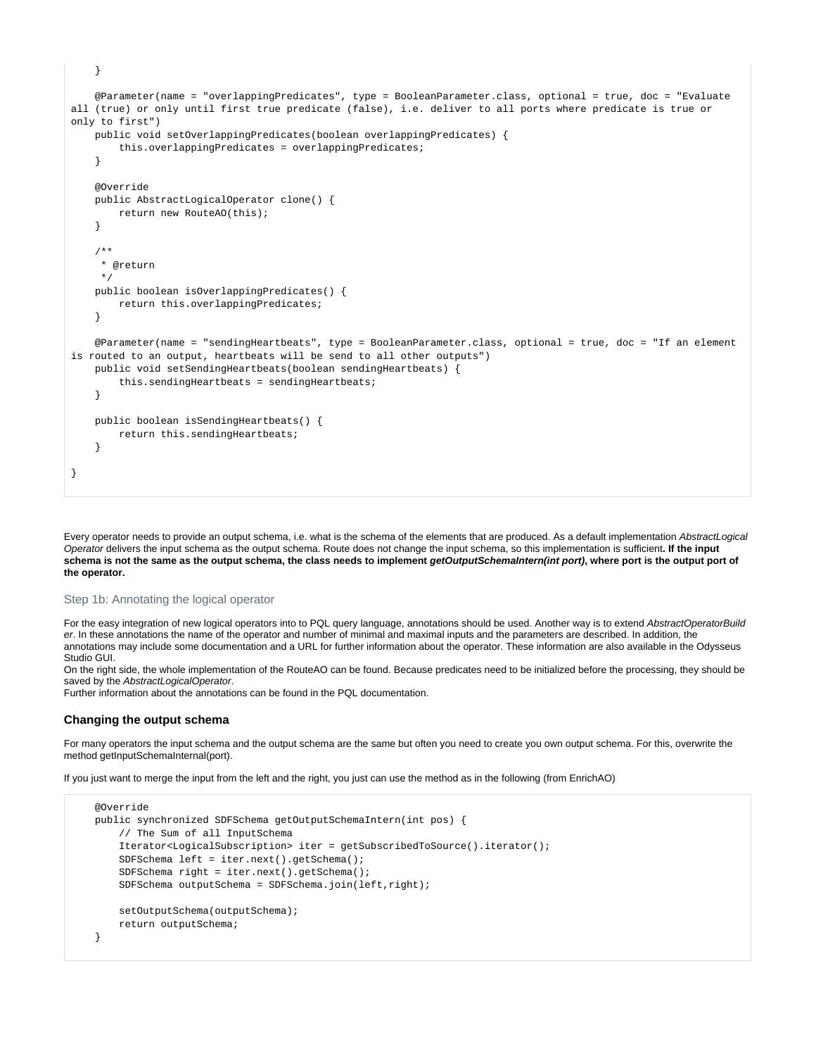```
    }

    @Parameter(name = "overlappingPredicates", type = BooleanParameter.class, optional = true, doc = "Evaluate all (true) or only until first true predicate (false), i.e. deliver to all ports where predicate is true or only to first")
    public void setOverlappingPredicates(boolean overlappingPredicates) {
        this.overlappingPredicates = overlappingPredicates;
    }

    @Override
    public AbstractLogicalOperator clone() {
        return new RouteAO(this);
    }

    /**
     * @return
     */
    public boolean isOverlappingPredicates() {
        return this.overlappingPredicates;
    }

    @Parameter(name = "sendingHeartbeats", type = BooleanParameter.class, optional = true, doc = "If an element is routed to an output, heartbeats will be send to all other outputs")
    public void setSendingHeartbeats(boolean sendingHeartbeats) {
        this.sendingHeartbeats = sendingHeartbeats;
    }

    public boolean isSendingHeartbeats() {
        return this.sendingHeartbeats;
    }

}
```

Every operator needs to provide an output schema, i.e. what is the schema of the elements that are produced. As a default implementation *AbstractLogical Operator* delivers the input schema as the output schema. Route does not change the input schema, so this implementation is sufficient**. If the input schema is not the same as the output schema, the class needs to implement *getOutputSchemaIntern(int port)*, where port is the output port of the operator.**

### Step 1b: Annotating the logical operator

For the easy integration of new logical operators into to PQL query language, annotations should be used. Another way is to extend *AbstractOperatorBuilder*. In these annotations the name of the operator and number of minimal and maximal inputs and the parameters are described. In addition, the annotations may include some documentation and a URL for further information about the operator. These information are also available in the Odysseus Studio GUI.
On the right side, the whole implementation of the RouteAO can be found. Because predicates need to be initialized before the processing, they should be saved by the *AbstractLogicalOperator*.
Further information about the annotations can be found in the PQL documentation.

### Changing the output schema

For many operators the input schema and the output schema are the same but often you need to create you own output schema. For this, overwrite the method getInputSchemaInternal(port).

If you just want to merge the input from the left and the right, you just can use the method as in the following (from EnrichAO)

```
    @Override
    public synchronized SDFSchema getOutputSchemaIntern(int pos) {
        // The Sum of all InputSchema
        Iterator<LogicalSubscription> iter = getSubscribedToSource().iterator();
        SDFSchema left = iter.next().getSchema();
        SDFSchema right = iter.next().getSchema();
        SDFSchema outputSchema = SDFSchema.join(left,right);

        setOutputSchema(outputSchema);
        return outputSchema;
    }
```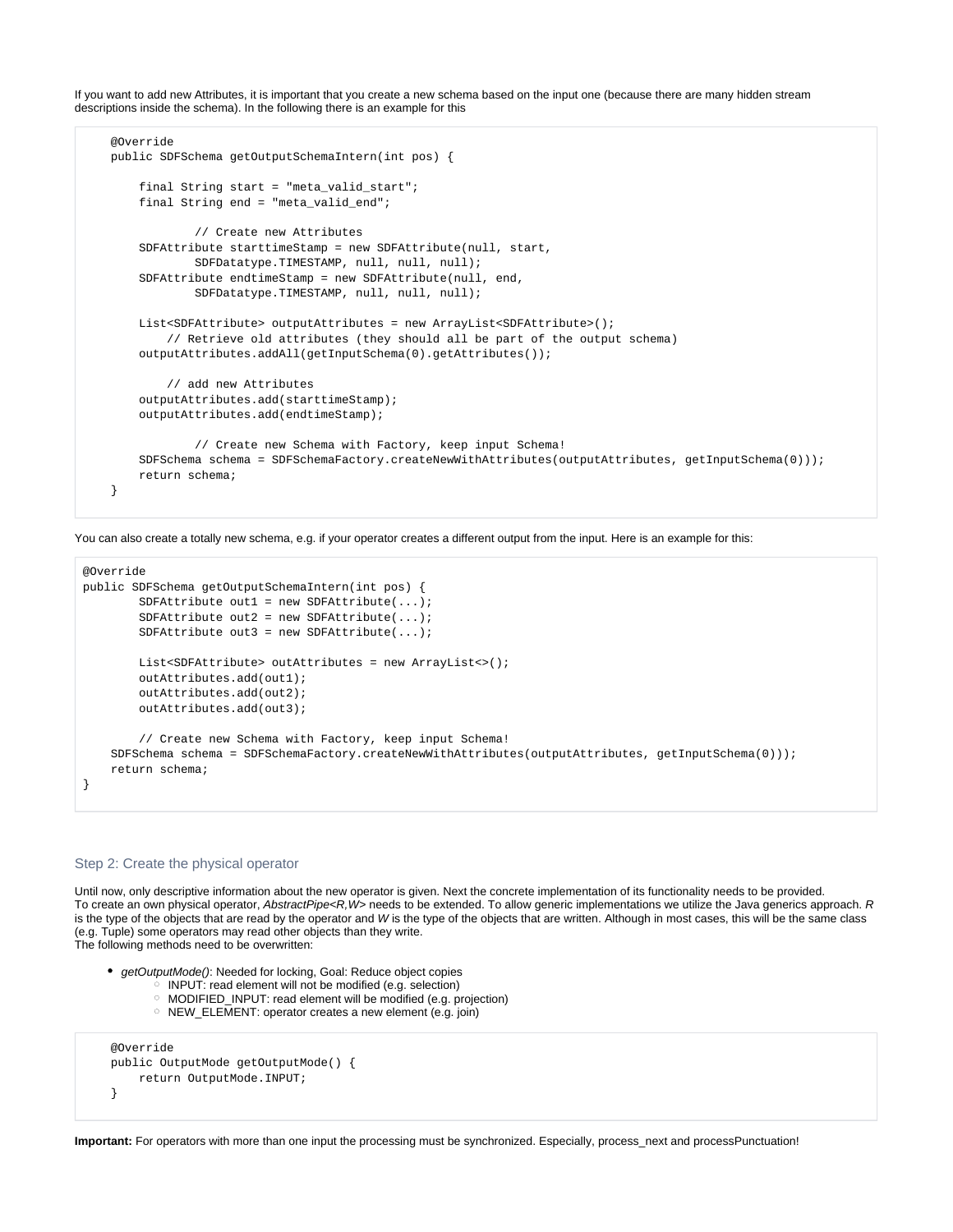If you want to add new Attributes, it is important that you create a new schema based on the input one (because there are many hidden stream descriptions inside the schema). In the following there is an example for this

```
    @Override
    public SDFSchema getOutputSchemaIntern(int pos) {

        final String start = "meta_valid_start";
        final String end = "meta_valid_end";

                // Create new Attributes
        SDFAttribute starttimeStamp = new SDFAttribute(null, start,
                SDFDatatype.TIMESTAMP, null, null, null);
        SDFAttribute endtimeStamp = new SDFAttribute(null, end,
                SDFDatatype.TIMESTAMP, null, null, null);

        List<SDFAttribute> outputAttributes = new ArrayList<SDFAttribute>();
            // Retrieve old attributes (they should all be part of the output schema)
        outputAttributes.addAll(getInputSchema(0).getAttributes());

            // add new Attributes
        outputAttributes.add(starttimeStamp);
        outputAttributes.add(endtimeStamp);

                // Create new Schema with Factory, keep input Schema!
        SDFSchema schema = SDFSchemaFactory.createNewWithAttributes(outputAttributes, getInputSchema(0)));
        return schema;
    }
```

You can also create a totally new schema, e.g. if your operator creates a different output from the input. Here is an example for this:

```
@Override
public SDFSchema getOutputSchemaIntern(int pos) {
        SDFAttribute out1 = new SDFAttribute(...);
        SDFAttribute out2 = new SDFAttribute(...);
        SDFAttribute out3 = new SDFAttribute(...);

        List<SDFAttribute> outAttributes = new ArrayList<>();
        outAttributes.add(out1);
        outAttributes.add(out2);
        outAttributes.add(out3);

        // Create new Schema with Factory, keep input Schema!
    SDFSchema schema = SDFSchemaFactory.createNewWithAttributes(outputAttributes, getInputSchema(0)));
    return schema;
}
```

### Step 2: Create the physical operator

Until now, only descriptive information about the new operator is given. Next the concrete implementation of its functionality needs to be provided.
To create an own physical operator, *AbstractPipe<R,W>* needs to be extended. To allow generic implementations we utilize the Java generics approach. *R* is the type of the objects that are read by the operator and *W* is the type of the objects that are written. Although in most cases, this will be the same class (e.g. Tuple) some operators may read other objects than they write.
The following methods need to be overwritten:

- *getOutputMode()*: Needed for locking, Goal: Reduce object copies
  - INPUT: read element will not be modified (e.g. selection)
  - MODIFIED_INPUT: read element will be modified (e.g. projection)
  - NEW_ELEMENT: operator creates a new element (e.g. join)

```
    @Override
    public OutputMode getOutputMode() {
        return OutputMode.INPUT;
    }
```

**Important:** For operators with more than one input the processing must be synchronized. Especially, process_next and processPunctuation!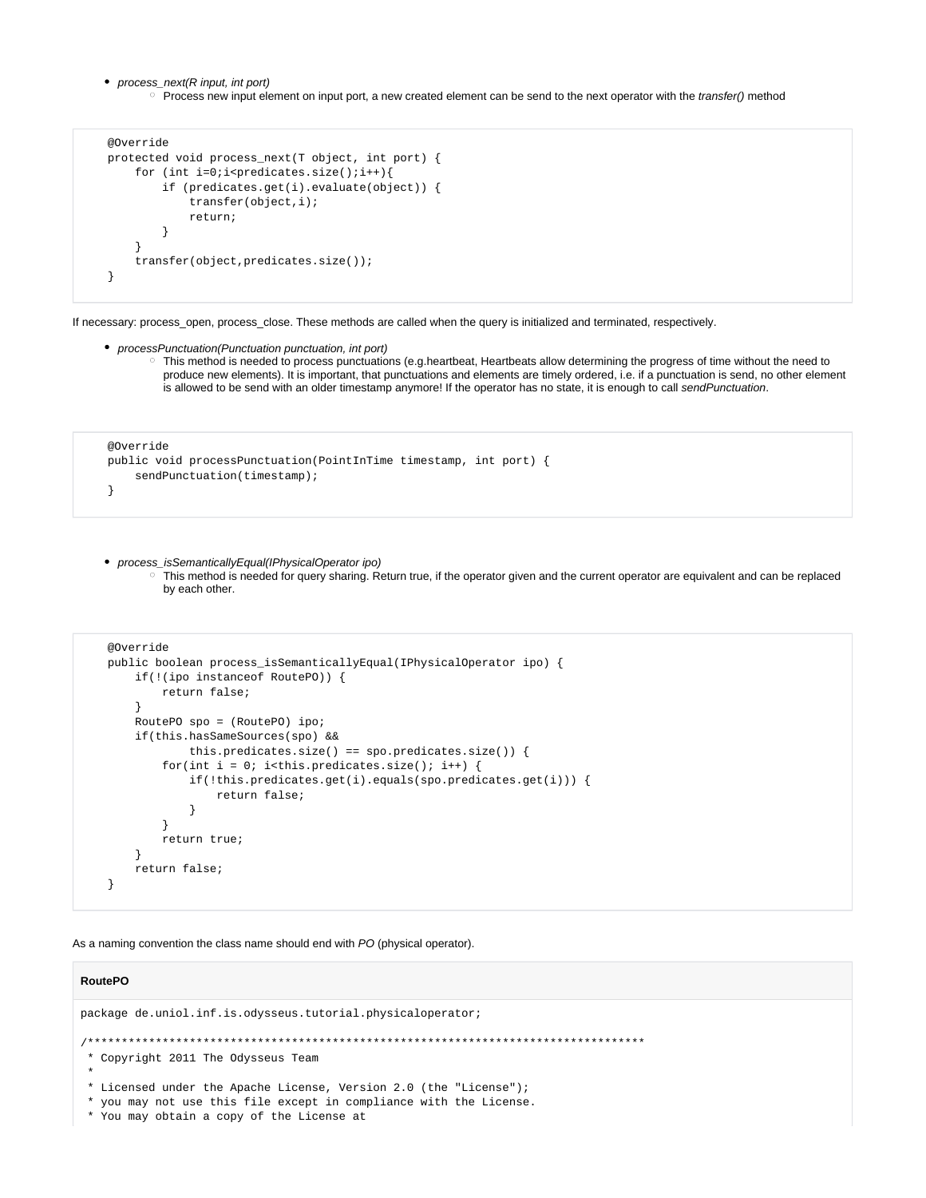- *process_next(R input, int port)*
  - Process new input element on input port, a new created element can be send to the next operator with the *transfer()* method

```
@Override
protected void process_next(T object, int port) {
    for (int i=0;i<predicates.size();i++){
        if (predicates.get(i).evaluate(object)) {
            transfer(object,i);
            return;
        }
    }
    transfer(object,predicates.size());
}
```

If necessary: process_open, process_close. These methods are called when the query is initialized and terminated, respectively.

- *processPunctuation(Punctuation punctuation, int port)*
  - This method is needed to process punctuations (e.g.heartbeat, Heartbeats allow determining the progress of time without the need to produce new elements). It is important, that punctuations and elements are timely ordered, i.e. if a punctuation is send, no other element is allowed to be send with an older timestamp anymore! If the operator has no state, it is enough to call *sendPunctuation*.

```
@Override
public void processPunctuation(PointInTime timestamp, int port) {
    sendPunctuation(timestamp);
}
```

- *process_isSemanticallyEqual(IPhysicalOperator ipo)*
  - This method is needed for query sharing. Return true, if the operator given and the current operator are equivalent and can be replaced by each other.

```
@Override
public boolean process_isSemanticallyEqual(IPhysicalOperator ipo) {
    if(!(ipo instanceof RoutePO)) {
        return false;
    }
    RoutePO spo = (RoutePO) ipo;
    if(this.hasSameSources(spo) &&
            this.predicates.size() == spo.predicates.size()) {
        for(int i = 0; i<this.predicates.size(); i++) {
            if(!this.predicates.get(i).equals(spo.predicates.get(i))) {
                return false;
            }
        }
        return true;
    }
    return false;
}
```

As a naming convention the class name should end with *PO* (physical operator).

**RoutePO**

```
package de.uniol.inf.is.odysseus.tutorial.physicaloperator;

/********************************************************************************
 * Copyright 2011 The Odysseus Team
 *
 * Licensed under the Apache License, Version 2.0 (the "License");
 * you may not use this file except in compliance with the License.
 * You may obtain a copy of the License at
```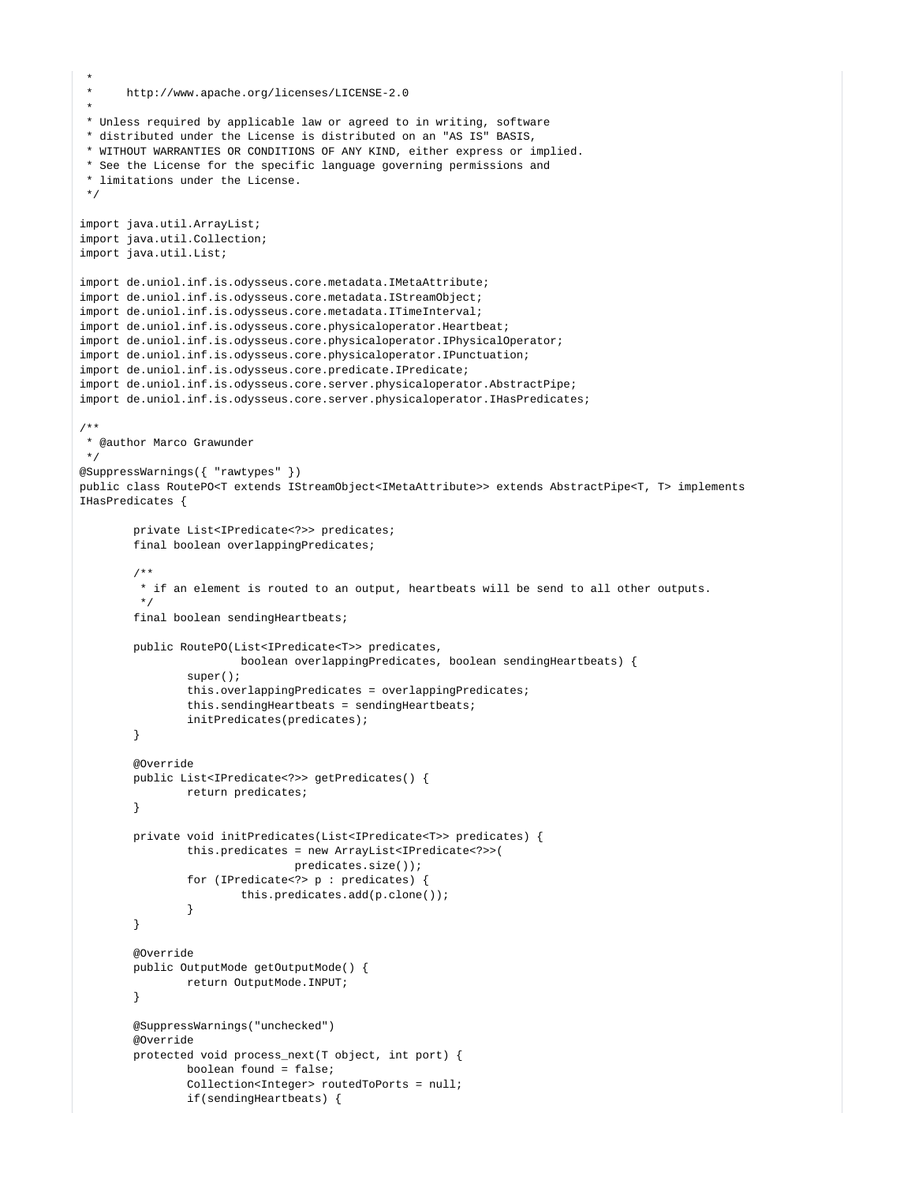```
 *
 *      http://www.apache.org/licenses/LICENSE-2.0
 *
 * Unless required by applicable law or agreed to in writing, software
 * distributed under the License is distributed on an "AS IS" BASIS,
 * WITHOUT WARRANTIES OR CONDITIONS OF ANY KIND, either express or implied.
 * See the License for the specific language governing permissions and
 * limitations under the License.
 */

import java.util.ArrayList;
import java.util.Collection;
import java.util.List;

import de.uniol.inf.is.odysseus.core.metadata.IMetaAttribute;
import de.uniol.inf.is.odysseus.core.metadata.IStreamObject;
import de.uniol.inf.is.odysseus.core.metadata.ITimeInterval;
import de.uniol.inf.is.odysseus.core.physicaloperator.Heartbeat;
import de.uniol.inf.is.odysseus.core.physicaloperator.IPhysicalOperator;
import de.uniol.inf.is.odysseus.core.physicaloperator.IPunctuation;
import de.uniol.inf.is.odysseus.core.predicate.IPredicate;
import de.uniol.inf.is.odysseus.core.server.physicaloperator.AbstractPipe;
import de.uniol.inf.is.odysseus.core.server.physicaloperator.IHasPredicates;

/**
 * @author Marco Grawunder
 */
@SuppressWarnings({ "rawtypes" })
public class RoutePO<T extends IStreamObject<IMetaAttribute>> extends AbstractPipe<T, T> implements
IHasPredicates {

        private List<IPredicate<?>> predicates;
        final boolean overlappingPredicates;

        /**
         * if an element is routed to an output, heartbeats will be send to all other outputs.
         */
        final boolean sendingHeartbeats;

        public RoutePO(List<IPredicate<T>> predicates,
                        boolean overlappingPredicates, boolean sendingHeartbeats) {
                super();
                this.overlappingPredicates = overlappingPredicates;
                this.sendingHeartbeats = sendingHeartbeats;
                initPredicates(predicates);
        }

        @Override
        public List<IPredicate<?>> getPredicates() {
                return predicates;
        }

        private void initPredicates(List<IPredicate<T>> predicates) {
                this.predicates = new ArrayList<IPredicate<?>>(
                                predicates.size());
                for (IPredicate<?> p : predicates) {
                        this.predicates.add(p.clone());
                }
        }

        @Override
        public OutputMode getOutputMode() {
                return OutputMode.INPUT;
        }

        @SuppressWarnings("unchecked")
        @Override
        protected void process_next(T object, int port) {
                boolean found = false;
                Collection<Integer> routedToPorts = null;
                if(sendingHeartbeats) {
```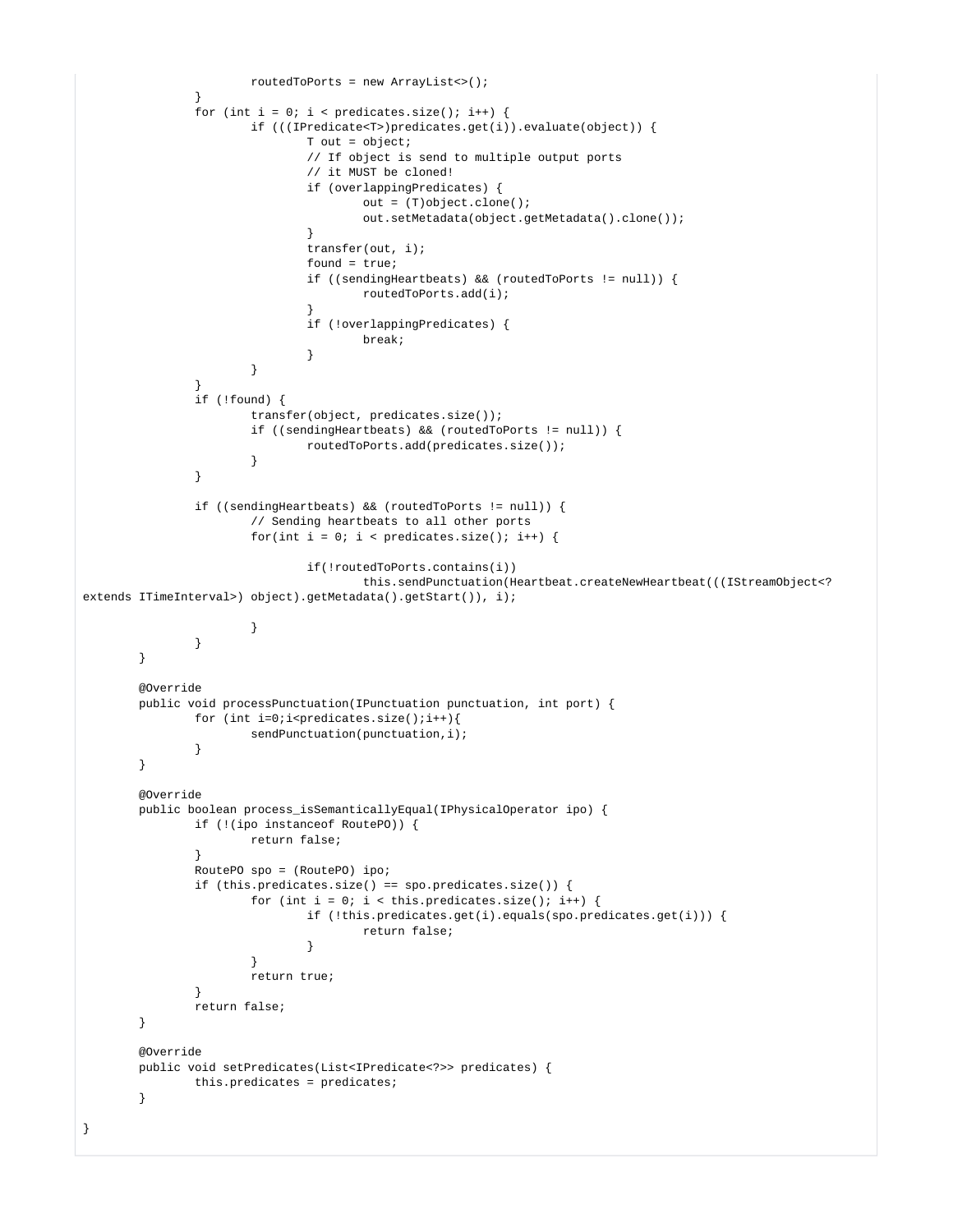```java
				routedToPorts = new ArrayList<>();
			}
			for (int i = 0; i < predicates.size(); i++) {
				if (((IPredicate<T>)predicates.get(i)).evaluate(object)) {
					T out = object;
					// If object is send to multiple output ports
					// it MUST be cloned!
					if (overlappingPredicates) {
						out = (T)object.clone();
						out.setMetadata(object.getMetadata().clone());
					}
					transfer(out, i);
					found = true;
					if ((sendingHeartbeats) && (routedToPorts != null)) {
						routedToPorts.add(i);
					}
					if (!overlappingPredicates) {
						break;
					}
				}
			}
			if (!found) {
				transfer(object, predicates.size());
				if ((sendingHeartbeats) && (routedToPorts != null)) {
					routedToPorts.add(predicates.size());
				}
			}

			if ((sendingHeartbeats) && (routedToPorts != null)) {
				// Sending heartbeats to all other ports
				for(int i = 0; i < predicates.size(); i++) {

					if(!routedToPorts.contains(i))
						this.sendPunctuation(Heartbeat.createNewHeartbeat(((IStreamObject<?
extends ITimeInterval>) object).getMetadata().getStart()), i);

				}
			}
		}

		@Override
		public void processPunctuation(IPunctuation punctuation, int port) {
			for (int i=0;i<predicates.size();i++){
				sendPunctuation(punctuation,i);
			}
		}

		@Override
		public boolean process_isSemanticallyEqual(IPhysicalOperator ipo) {
			if (!(ipo instanceof RoutePO)) {
				return false;
			}
			RoutePO spo = (RoutePO) ipo;
			if (this.predicates.size() == spo.predicates.size()) {
				for (int i = 0; i < this.predicates.size(); i++) {
					if (!this.predicates.get(i).equals(spo.predicates.get(i))) {
						return false;
					}
				}
				return true;
			}
			return false;
		}

		@Override
		public void setPredicates(List<IPredicate<?>> predicates) {
			this.predicates = predicates;
		}

}
```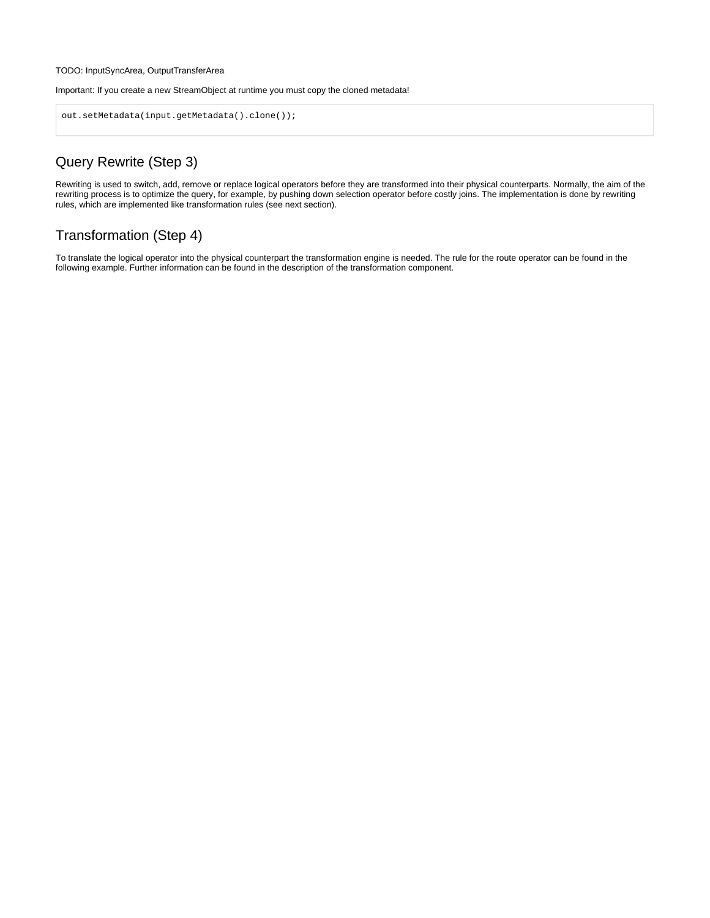TODO: InputSyncArea, OutputTransferArea

Important: If you create a new StreamObject at runtime you must copy the cloned metadata!

```
out.setMetadata(input.getMetadata().clone());
```

## Query Rewrite (Step 3)

Rewriting is used to switch, add, remove or replace logical operators before they are transformed into their physical counterparts. Normally, the aim of the rewriting process is to optimize the query, for example, by pushing down selection operator before costly joins. The implementation is done by rewriting rules, which are implemented like transformation rules (see next section).

## Transformation (Step 4)

To translate the logical operator into the physical counterpart the transformation engine is needed. The rule for the route operator can be found in the following example. Further information can be found in the description of the transformation component.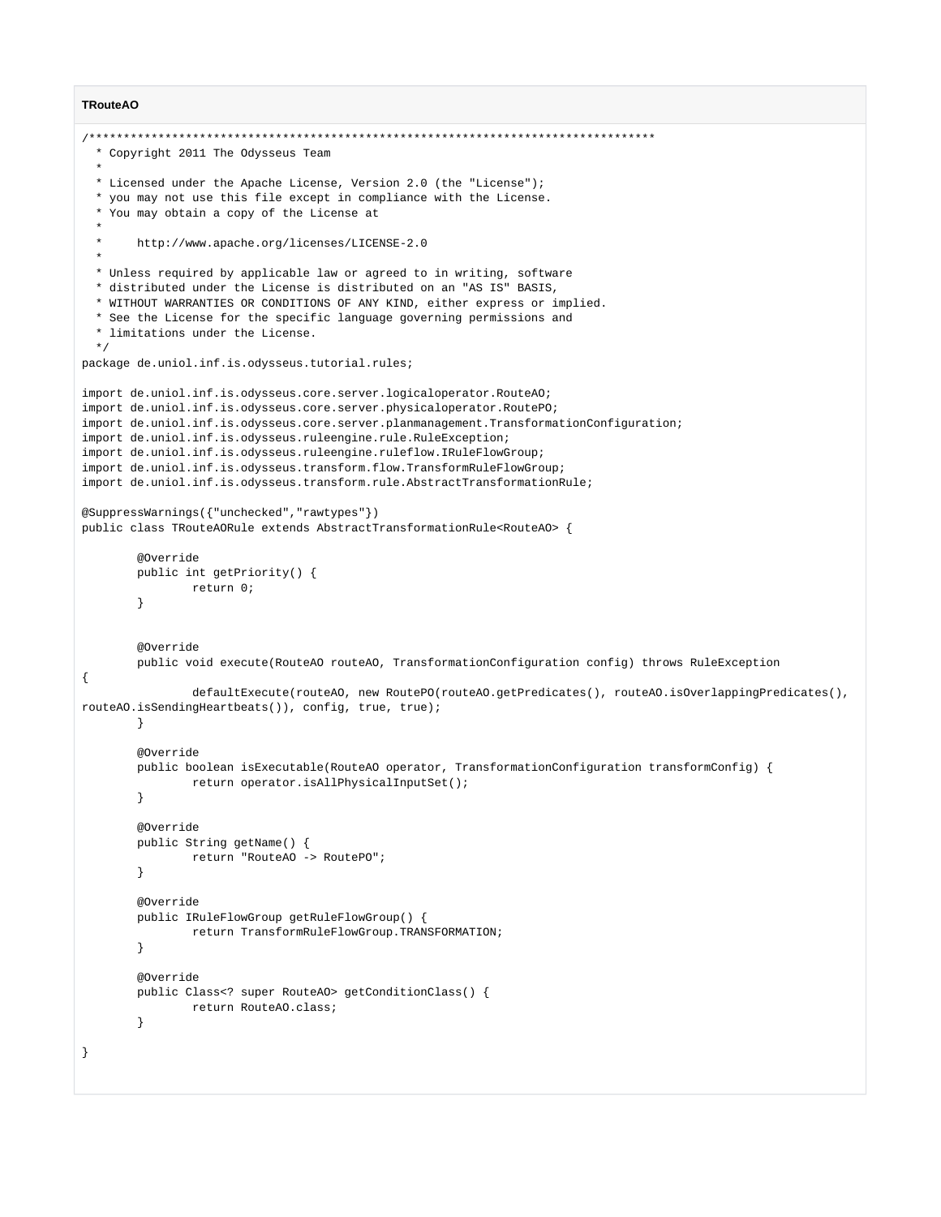**TRouteAO**

```
/********************************************************************************
  * Copyright 2011 The Odysseus Team
  *
  * Licensed under the Apache License, Version 2.0 (the "License");
  * you may not use this file except in compliance with the License.
  * You may obtain a copy of the License at
  *
  *     http://www.apache.org/licenses/LICENSE-2.0
  *
  * Unless required by applicable law or agreed to in writing, software
  * distributed under the License is distributed on an "AS IS" BASIS,
  * WITHOUT WARRANTIES OR CONDITIONS OF ANY KIND, either express or implied.
  * See the License for the specific language governing permissions and
  * limitations under the License.
  */
package de.uniol.inf.is.odysseus.tutorial.rules;

import de.uniol.inf.is.odysseus.core.server.logicaloperator.RouteAO;
import de.uniol.inf.is.odysseus.core.server.physicaloperator.RoutePO;
import de.uniol.inf.is.odysseus.core.server.planmanagement.TransformationConfiguration;
import de.uniol.inf.is.odysseus.ruleengine.rule.RuleException;
import de.uniol.inf.is.odysseus.ruleengine.ruleflow.IRuleFlowGroup;
import de.uniol.inf.is.odysseus.transform.flow.TransformRuleFlowGroup;
import de.uniol.inf.is.odysseus.transform.rule.AbstractTransformationRule;

@SuppressWarnings({"unchecked","rawtypes"})
public class TRouteAORule extends AbstractTransformationRule<RouteAO> {

        @Override
        public int getPriority() {
                return 0;
        }


        @Override
        public void execute(RouteAO routeAO, TransformationConfiguration config) throws RuleException
{
                defaultExecute(routeAO, new RoutePO(routeAO.getPredicates(), routeAO.isOverlappingPredicates(),
routeAO.isSendingHeartbeats()), config, true, true);
        }

        @Override
        public boolean isExecutable(RouteAO operator, TransformationConfiguration transformConfig) {
                return operator.isAllPhysicalInputSet();
        }

        @Override
        public String getName() {
                return "RouteAO -> RoutePO";
        }

        @Override
        public IRuleFlowGroup getRuleFlowGroup() {
                return TransformRuleFlowGroup.TRANSFORMATION;
        }

        @Override
        public Class<? super RouteAO> getConditionClass() {
                return RouteAO.class;
        }

}
```